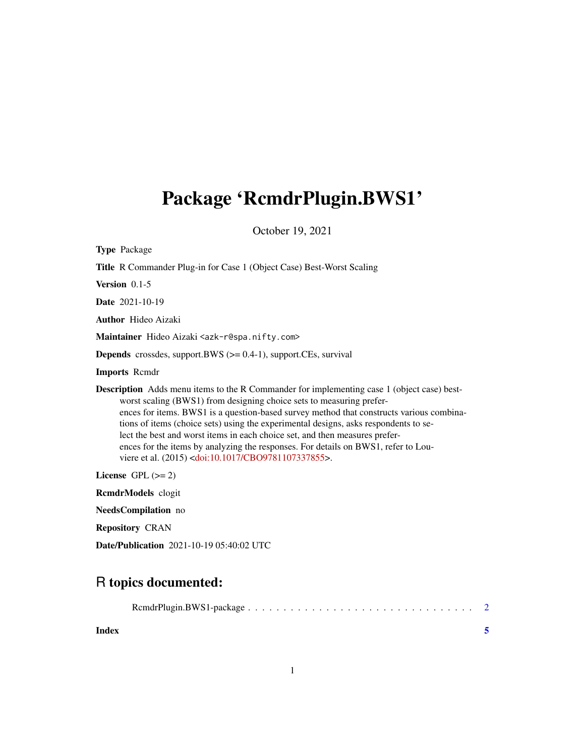# Package 'RcmdrPlugin.BWS1'

October 19, 2021

**Type** Package

**Title** R Commander Plug-in for Case 1 (Object Case) Best-Worst Scaling

**Version** 0.1-5

**Date** 2021-10-19

**Author** Hideo Aizaki

**Maintainer** Hideo Aizaki <azk-r@spa.nifty.com>

**Depends** crossdes, support.BWS (>= 0.4-1), support.CEs, survival

**Imports** Rcmdr

**Description** Adds menu items to the R Commander for implementing case 1 (object case) best-worst scaling (BWS1) from designing choice sets to measuring preferences for items. BWS1 is a question-based survey method that constructs various combinations of items (choice sets) using the experimental designs, asks respondents to select the best and worst items in each choice set, and then measures preferences for the items by analyzing the responses. For details on BWS1, refer to Louviere et al. (2015) <doi:10.1017/CBO9781107337855>.

**License** GPL (>= 2)

**RcmdrModels** clogit

**NeedsCompilation** no

**Repository** CRAN

**Date/Publication** 2021-10-19 05:40:02 UTC

## R topics documented:

RcmdrPlugin.BWS1-package . . . . . . . . . . . . . . . . . . . . . . . . . . . . . . 2

**Index** **5**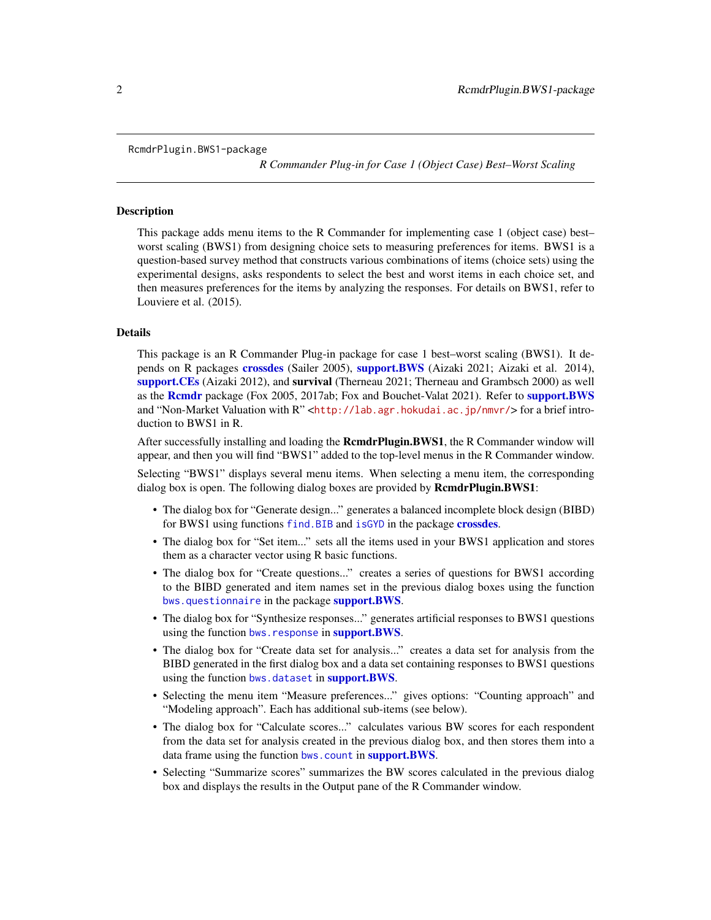RcmdrPlugin.BWS1-package

*R Commander Plug-in for Case 1 (Object Case) Best–Worst Scaling*

## Description

This package adds menu items to the R Commander for implementing case 1 (object case) best–worst scaling (BWS1) from designing choice sets to measuring preferences for items. BWS1 is a question-based survey method that constructs various combinations of items (choice sets) using the experimental designs, asks respondents to select the best and worst items in each choice set, and then measures preferences for the items by analyzing the responses. For details on BWS1, refer to Louviere et al. (2015).

## Details

This package is an R Commander Plug-in package for case 1 best–worst scaling (BWS1). It depends on R packages **crossdes** (Sailer 2005), **support.BWS** (Aizaki 2021; Aizaki et al. 2014), **support.CEs** (Aizaki 2012), and **survival** (Therneau 2021; Therneau and Grambsch 2000) as well as the **Rcmdr** package (Fox 2005, 2017ab; Fox and Bouchet-Valat 2021). Refer to **support.BWS** and "Non-Market Valuation with R" <`http://lab.agr.hokudai.ac.jp/nmvr/`> for a brief introduction to BWS1 in R.

After successfully installing and loading the **RcmdrPlugin.BWS1**, the R Commander window will appear, and then you will find "BWS1" added to the top-level menus in the R Commander window.

Selecting "BWS1" displays several menu items. When selecting a menu item, the corresponding dialog box is open. The following dialog boxes are provided by **RcmdrPlugin.BWS1**:

- The dialog box for "Generate design..." generates a balanced incomplete block design (BIBD) for BWS1 using functions `find.BIB` and `isGYD` in the package **crossdes**.
- The dialog box for "Set item..." sets all the items used in your BWS1 application and stores them as a character vector using R basic functions.
- The dialog box for "Create questions..." creates a series of questions for BWS1 according to the BIBD generated and item names set in the previous dialog boxes using the function `bws.questionnaire` in the package **support.BWS**.
- The dialog box for "Synthesize responses..." generates artificial responses to BWS1 questions using the function `bws.response` in **support.BWS**.
- The dialog box for "Create data set for analysis..." creates a data set for analysis from the BIBD generated in the first dialog box and a data set containing responses to BWS1 questions using the function `bws.dataset` in **support.BWS**.
- Selecting the menu item "Measure preferences..." gives options: "Counting approach" and "Modeling approach". Each has additional sub-items (see below).
- The dialog box for "Calculate scores..." calculates various BW scores for each respondent from the data set for analysis created in the previous dialog box, and then stores them into a data frame using the function `bws.count` in **support.BWS**.
- Selecting "Summarize scores" summarizes the BW scores calculated in the previous dialog box and displays the results in the Output pane of the R Commander window.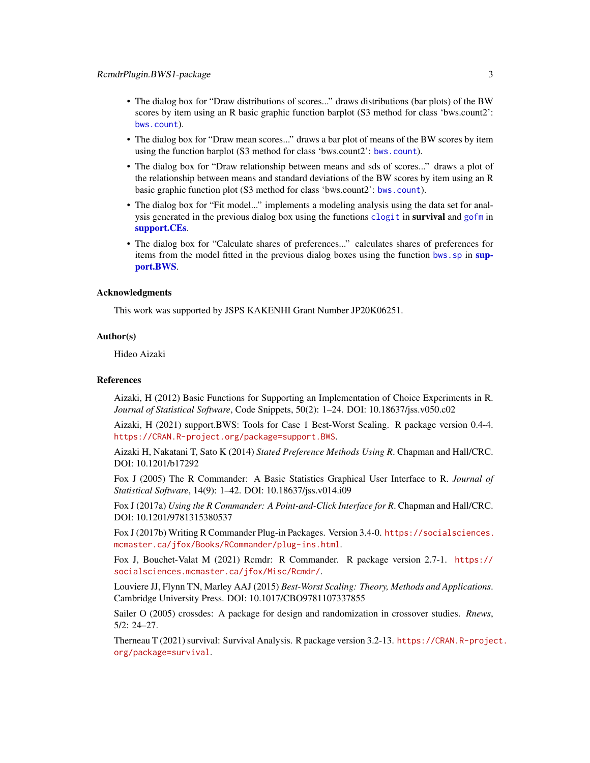- The dialog box for "Draw distributions of scores..." draws distributions (bar plots) of the BW scores by item using an R basic graphic function barplot (S3 method for class 'bws.count2': `bws.count`).
- The dialog box for "Draw mean scores..." draws a bar plot of means of the BW scores by item using the function barplot (S3 method for class 'bws.count2': `bws.count`).
- The dialog box for "Draw relationship between means and sds of scores..." draws a plot of the relationship between means and standard deviations of the BW scores by item using an R basic graphic function plot (S3 method for class 'bws.count2': `bws.count`).
- The dialog box for "Fit model..." implements a modeling analysis using the data set for analysis generated in the previous dialog box using the functions `clogit` in **survival** and `gofm` in **support.CEs**.
- The dialog box for "Calculate shares of preferences..." calculates shares of preferences for items from the model fitted in the previous dialog boxes using the function `bws.sp` in **support.BWS**.

## Acknowledgments

This work was supported by JSPS KAKENHI Grant Number JP20K06251.

## Author(s)

Hideo Aizaki

## References

Aizaki, H (2012) Basic Functions for Supporting an Implementation of Choice Experiments in R. *Journal of Statistical Software*, Code Snippets, 50(2): 1–24. DOI: 10.18637/jss.v050.c02

Aizaki, H (2021) support.BWS: Tools for Case 1 Best-Worst Scaling. R package version 0.4-4. https://CRAN.R-project.org/package=support.BWS.

Aizaki H, Nakatani T, Sato K (2014) *Stated Preference Methods Using R*. Chapman and Hall/CRC. DOI: 10.1201/b17292

Fox J (2005) The R Commander: A Basic Statistics Graphical User Interface to R. *Journal of Statistical Software*, 14(9): 1–42. DOI: 10.18637/jss.v014.i09

Fox J (2017a) *Using the R Commander: A Point-and-Click Interface for R*. Chapman and Hall/CRC. DOI: 10.1201/9781315380537

Fox J (2017b) Writing R Commander Plug-in Packages. Version 3.4-0. https://socialsciences.mcmaster.ca/jfox/Books/RCommander/plug-ins.html.

Fox J, Bouchet-Valat M (2021) Rcmdr: R Commander. R package version 2.7-1. https://socialsciences.mcmaster.ca/jfox/Misc/Rcmdr/.

Louviere JJ, Flynn TN, Marley AAJ (2015) *Best-Worst Scaling: Theory, Methods and Applications*. Cambridge University Press. DOI: 10.1017/CBO9781107337855

Sailer O (2005) crossdes: A package for design and randomization in crossover studies. *Rnews*, 5/2: 24–27.

Therneau T (2021) survival: Survival Analysis. R package version 3.2-13. https://CRAN.R-project.org/package=survival.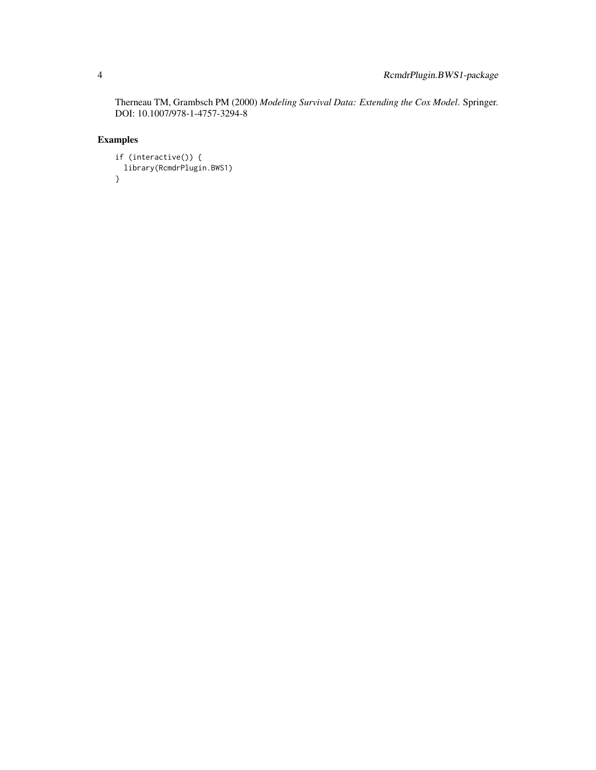Therneau TM, Grambsch PM (2000) *Modeling Survival Data: Extending the Cox Model*. Springer. DOI: 10.1007/978-1-4757-3294-8

## Examples

```
if (interactive()) {
  library(RcmdrPlugin.BWS1)
}
```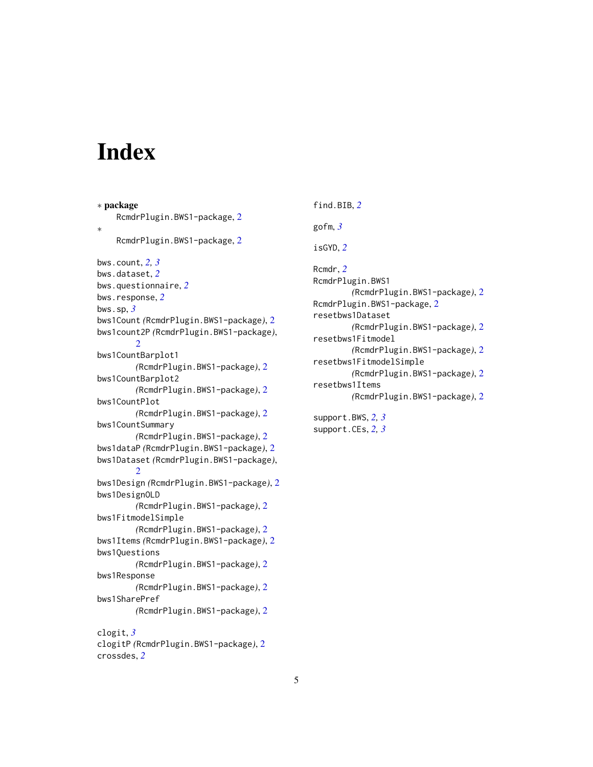# Index

∗ **package**
    RcmdrPlugin.BWS1-package, 2

∗
    RcmdrPlugin.BWS1-package, 2

bws.count, *2, 3*
bws.dataset, *2*
bws.questionnaire, *2*
bws.response, *2*
bws.sp, *3*
bws1Count *(*RcmdrPlugin.BWS1-package*)*, 2
bws1count2P *(*RcmdrPlugin.BWS1-package*)*, 2
bws1CountBarplot1 *(*RcmdrPlugin.BWS1-package*)*, 2
bws1CountBarplot2 *(*RcmdrPlugin.BWS1-package*)*, 2
bws1CountPlot *(*RcmdrPlugin.BWS1-package*)*, 2
bws1CountSummary *(*RcmdrPlugin.BWS1-package*)*, 2
bws1dataP *(*RcmdrPlugin.BWS1-package*)*, 2
bws1Dataset *(*RcmdrPlugin.BWS1-package*)*, 2
bws1Design *(*RcmdrPlugin.BWS1-package*)*, 2
bws1DesignOLD *(*RcmdrPlugin.BWS1-package*)*, 2
bws1FitmodelSimple *(*RcmdrPlugin.BWS1-package*)*, 2
bws1Items *(*RcmdrPlugin.BWS1-package*)*, 2
bws1Questions *(*RcmdrPlugin.BWS1-package*)*, 2
bws1Response *(*RcmdrPlugin.BWS1-package*)*, 2
bws1SharePref *(*RcmdrPlugin.BWS1-package*)*, 2

clogit, *3*
clogitP *(*RcmdrPlugin.BWS1-package*)*, 2
crossdes, *2*

find.BIB, *2*

gofm, *3*

isGYD, *2*

Rcmdr, *2*
RcmdrPlugin.BWS1 *(*RcmdrPlugin.BWS1-package*)*, 2
RcmdrPlugin.BWS1-package, 2
resetbws1Dataset *(*RcmdrPlugin.BWS1-package*)*, 2
resetbws1Fitmodel *(*RcmdrPlugin.BWS1-package*)*, 2
resetbws1FitmodelSimple *(*RcmdrPlugin.BWS1-package*)*, 2
resetbws1Items *(*RcmdrPlugin.BWS1-package*)*, 2

support.BWS, *2, 3*
support.CEs, *2, 3*